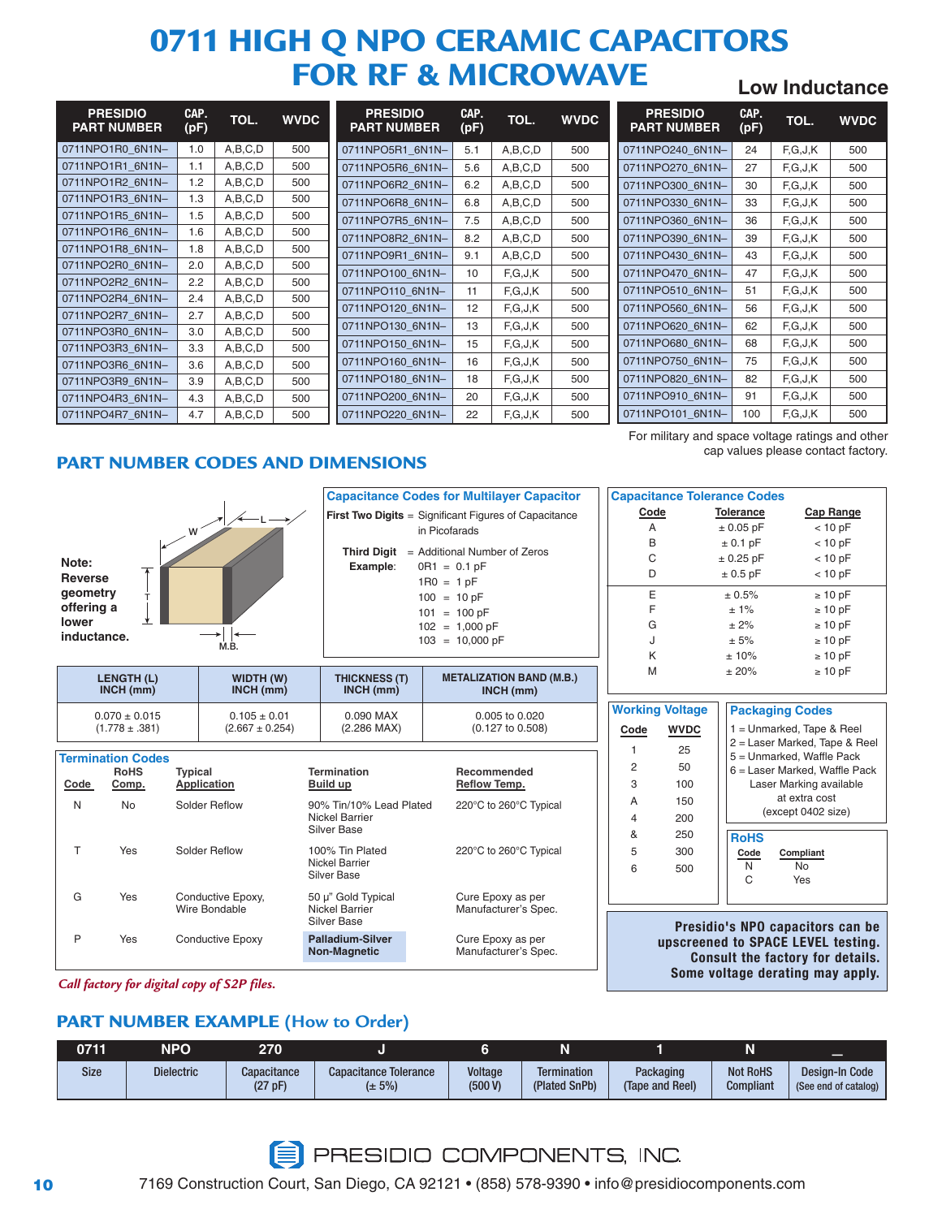# 0711 HIGH Q NPO CERAMIC CAPACITORS FOR RF & MICROWAVE

**Low Inductance**

| PRESIDIO PART NUMBER | CAP. (pF) | TOL. | WVDC |
|---|---|---|---|
| 0711NPO1R0_6N1N– | 1.0 | A,B,C,D | 500 |
| 0711NPO1R1_6N1N– | 1.1 | A,B,C,D | 500 |
| 0711NPO1R2_6N1N– | 1.2 | A,B,C,D | 500 |
| 0711NPO1R3_6N1N– | 1.3 | A,B,C,D | 500 |
| 0711NPO1R5_6N1N– | 1.5 | A,B,C,D | 500 |
| 0711NPO1R6_6N1N– | 1.6 | A,B,C,D | 500 |
| 0711NPO1R8_6N1N– | 1.8 | A,B,C,D | 500 |
| 0711NPO2R0_6N1N– | 2.0 | A,B,C,D | 500 |
| 0711NPO2R2_6N1N– | 2.2 | A,B,C,D | 500 |
| 0711NPO2R4_6N1N– | 2.4 | A,B,C,D | 500 |
| 0711NPO2R7_6N1N– | 2.7 | A,B,C,D | 500 |
| 0711NPO3R0_6N1N– | 3.0 | A,B,C,D | 500 |
| 0711NPO3R3_6N1N– | 3.3 | A,B,C,D | 500 |
| 0711NPO3R6_6N1N– | 3.6 | A,B,C,D | 500 |
| 0711NPO3R9_6N1N– | 3.9 | A,B,C,D | 500 |
| 0711NPO4R3_6N1N– | 4.3 | A,B,C,D | 500 |
| 0711NPO4R7_6N1N– | 4.7 | A,B,C,D | 500 |
| 0711NPO5R1_6N1N– | 5.1 | A,B,C,D | 500 |
| 0711NPO5R6_6N1N– | 5.6 | A,B,C,D | 500 |
| 0711NPO6R2_6N1N– | 6.2 | A,B,C,D | 500 |
| 0711NPO6R8_6N1N– | 6.8 | A,B,C,D | 500 |
| 0711NPO7R5_6N1N– | 7.5 | A,B,C,D | 500 |
| 0711NPO8R2_6N1N– | 8.2 | A,B,C,D | 500 |
| 0711NPO9R1_6N1N– | 9.1 | A,B,C,D | 500 |
| 0711NPO100_6N1N– | 10 | F,G,J,K | 500 |
| 0711NPO110_6N1N– | 11 | F,G,J,K | 500 |
| 0711NPO120_6N1N– | 12 | F,G,J,K | 500 |
| 0711NPO130_6N1N– | 13 | F,G,J,K | 500 |
| 0711NPO150_6N1N– | 15 | F,G,J,K | 500 |
| 0711NPO160_6N1N– | 16 | F,G,J,K | 500 |
| 0711NPO180_6N1N– | 18 | F,G,J,K | 500 |
| 0711NPO200_6N1N– | 20 | F,G,J,K | 500 |
| 0711NPO220_6N1N– | 22 | F,G,J,K | 500 |
| 0711NPO240_6N1N– | 24 | F,G,J,K | 500 |
| 0711NPO270_6N1N– | 27 | F,G,J,K | 500 |
| 0711NPO300_6N1N– | 30 | F,G,J,K | 500 |
| 0711NPO330_6N1N– | 33 | F,G,J,K | 500 |
| 0711NPO360_6N1N– | 36 | F,G,J,K | 500 |
| 0711NPO390_6N1N– | 39 | F,G,J,K | 500 |
| 0711NPO430_6N1N– | 43 | F,G,J,K | 500 |
| 0711NPO470_6N1N– | 47 | F,G,J,K | 500 |
| 0711NPO510_6N1N– | 51 | F,G,J,K | 500 |
| 0711NPO560_6N1N– | 56 | F,G,J,K | 500 |
| 0711NPO620_6N1N– | 62 | F,G,J,K | 500 |
| 0711NPO680_6N1N– | 68 | F,G,J,K | 500 |
| 0711NPO750_6N1N– | 75 | F,G,J,K | 500 |
| 0711NPO820_6N1N– | 82 | F,G,J,K | 500 |
| 0711NPO910_6N1N– | 91 | F,G,J,K | 500 |
| 0711NPO101_6N1N– | 100 | F,G,J,K | 500 |

For military and space voltage ratings and other cap values please contact factory.

## PART NUMBER CODES AND DIMENSIONS

**Note: Reverse geometry offering a lower inductance.**

(Diagram labels: W, L, T, M.B.)

| LENGTH (L) INCH (mm) | WIDTH (W) INCH (mm) | THICKNESS (T) INCH (mm) | METALIZATION BAND (M.B.) INCH (mm) |
|---|---|---|---|
| 0.070 ± 0.015 (1.778 ± .381) | 0.105 ± 0.01 (2.667 ± 0.254) | 0.090 MAX (2.286 MAX) | 0.005 to 0.020 (0.127 to 0.508) |

### Capacitance Codes for Multilayer Capacitor

**First Two Digits** = Significant Figures of Capacitance in Picofarads

**Third Digit** = Additional Number of Zeros

**Example:**
- 0R1 = 0.1 pF
- 1R0 = 1 pF
- 100 = 10 pF
- 101 = 100 pF
- 102 = 1,000 pF
- 103 = 10,000 pF

### Capacitance Tolerance Codes

| Code | Tolerance | Cap Range |
|---|---|---|
| A | ± 0.05 pF | < 10 pF |
| B | ± 0.1 pF | < 10 pF |
| C | ± 0.25 pF | < 10 pF |
| D | ± 0.5 pF | < 10 pF |
| E | ± 0.5% | ≥ 10 pF |
| F | ± 1% | ≥ 10 pF |
| G | ± 2% | ≥ 10 pF |
| J | ± 5% | ≥ 10 pF |
| K | ± 10% | ≥ 10 pF |
| M | ± 20% | ≥ 10 pF |

### Termination Codes

| Code | RoHS Comp. | Typical Application | Termination Build up | Recommended Reflow Temp. |
|---|---|---|---|---|
| N | No | Solder Reflow | 90% Tin/10% Lead Plated, Nickel Barrier, Silver Base | 220°C to 260°C Typical |
| T | Yes | Solder Reflow | 100% Tin Plated, Nickel Barrier, Silver Base | 220°C to 260°C Typical |
| G | Yes | Conductive Epoxy, Wire Bondable | 50 µ" Gold Typical, Nickel Barrier, Silver Base | Cure Epoxy as per Manufacturer's Spec. |
| P | Yes | Conductive Epoxy | **Palladium-Silver Non-Magnetic** | Cure Epoxy as per Manufacturer's Spec. |

*Call factory for digital copy of S2P files.*

### Working Voltage

| Code | WVDC |
|---|---|
| 1 | 25 |
| 2 | 50 |
| 3 | 100 |
| A | 150 |
| 4 | 200 |
| & | 250 |
| 5 | 300 |
| 6 | 500 |

### Packaging Codes

- 1 = Unmarked, Tape & Reel
- 2 = Laser Marked, Tape & Reel
- 5 = Unmarked, Waffle Pack
- 6 = Laser Marked, Waffle Pack

Laser Marking available at extra cost (except 0402 size)

### RoHS

| Code | Compliant |
|---|---|
| N | No |
| C | Yes |

**Presidio's NPO capacitors can be upscreened to SPACE LEVEL testing. Consult the factory for details. Some voltage derating may apply.**

## PART NUMBER EXAMPLE (How to Order)

| 0711 | NPO | 270 | J | 6 | N | 1 | N | _ |
|---|---|---|---|---|---|---|---|---|
| Size | Dielectric | Capacitance (27 pF) | Capacitance Tolerance (± 5%) | Voltage (500 V) | Termination (Plated SnPb) | Packaging (Tape and Reel) | Not RoHS Compliant | Design-In Code (See end of catalog) |

PRESIDIO COMPONENTS, INC.

7169 Construction Court, San Diego, CA 92121 • (858) 578-9390 • info@presidiocomponents.com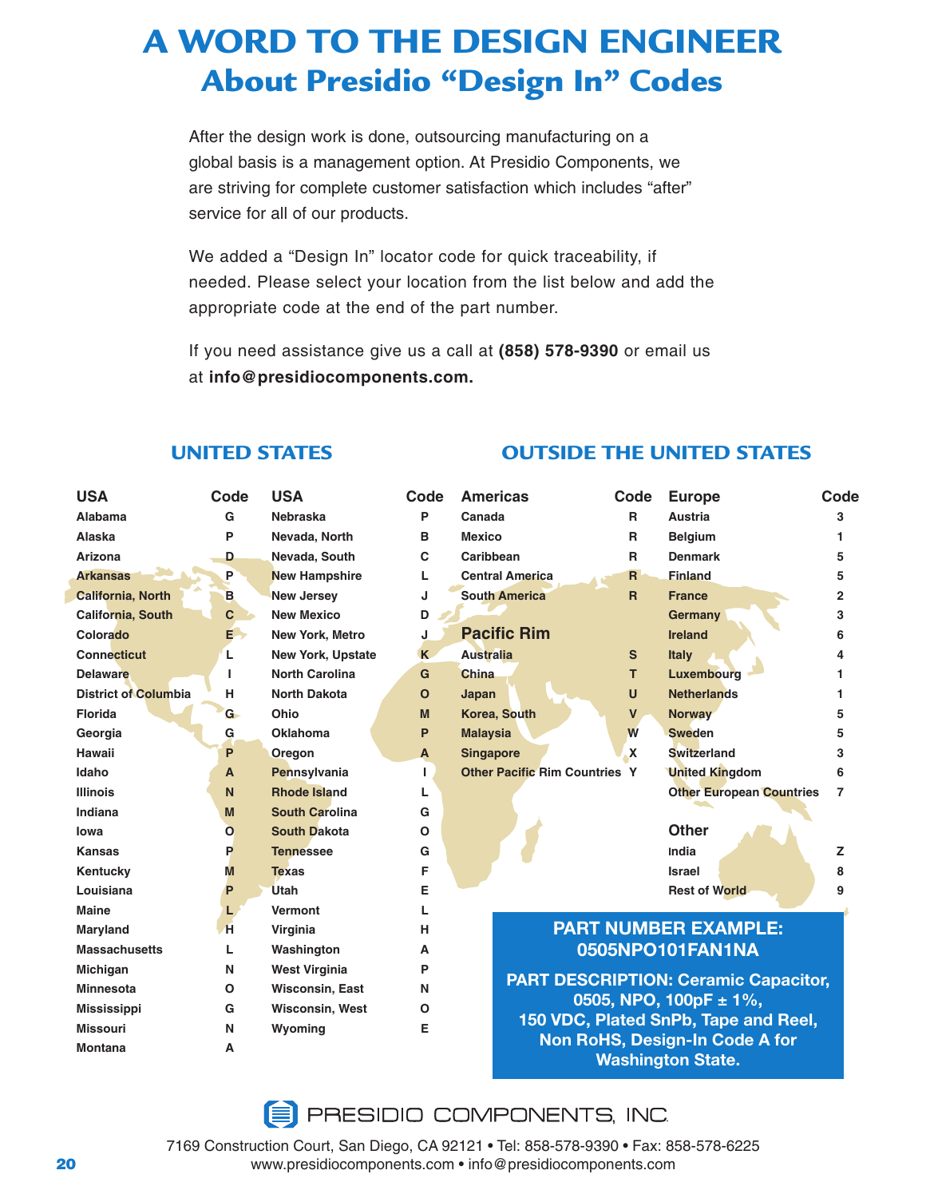# A WORD TO THE DESIGN ENGINEER

## About Presidio "Design In" Codes

After the design work is done, outsourcing manufacturing on a global basis is a management option. At Presidio Components, we are striving for complete customer satisfaction which includes "after" service for all of our products.

We added a "Design In" locator code for quick traceability, if needed. Please select your location from the list below and add the appropriate code at the end of the part number.

If you need assistance give us a call at **(858) 578-9390** or email us at **info@presidiocomponents.com.**

### UNITED STATES

| USA | Code | USA | Code |
|---|---|---|---|
| Alabama | G | Nebraska | P |
| Alaska | P | Nevada, North | B |
| Arizona | D | Nevada, South | C |
| Arkansas | P | New Hampshire | L |
| California, North | B | New Jersey | J |
| California, South | C | New Mexico | D |
| Colorado | E | New York, Metro | J |
| Connecticut | L | New York, Upstate | K |
| Delaware | I | North Carolina | G |
| District of Columbia | H | North Dakota | O |
| Florida | G | Ohio | M |
| Georgia | G | Oklahoma | P |
| Hawaii | P | Oregon | A |
| Idaho | A | Pennsylvania | I |
| Illinois | N | Rhode Island | L |
| Indiana | M | South Carolina | G |
| Iowa | O | South Dakota | O |
| Kansas | P | Tennessee | G |
| Kentucky | M | Texas | F |
| Louisiana | P | Utah | E |
| Maine | L | Vermont | L |
| Maryland | H | Virginia | H |
| Massachusetts | L | Washington | A |
| Michigan | N | West Virginia | P |
| Minnesota | O | Wisconsin, East | N |
| Mississippi | G | Wisconsin, West | O |
| Missouri | N | Wyoming | E |
| Montana | A | | |

### OUTSIDE THE UNITED STATES

| Americas | Code |
|---|---|
| Canada | R |
| Mexico | R |
| Caribbean | R |
| Central America | R |
| South America | R |

| Pacific Rim | Code |
|---|---|
| Australia | S |
| China | T |
| Japan | U |
| Korea, South | V |
| Malaysia | W |
| Singapore | X |
| Other Pacific Rim Countries | Y |

| Europe | Code |
|---|---|
| Austria | 3 |
| Belgium | 1 |
| Denmark | 5 |
| Finland | 5 |
| France | 2 |
| Germany | 3 |
| Ireland | 6 |
| Italy | 4 |
| Luxembourg | 1 |
| Netherlands | 1 |
| Norway | 5 |
| Sweden | 5 |
| Switzerland | 3 |
| United Kingdom | 6 |
| Other European Countries | 7 |

| Other | Code |
|---|---|
| India | Z |
| Israel | 8 |
| Rest of World | 9 |

**PART NUMBER EXAMPLE: 0505NPO101FAN1NA**

**PART DESCRIPTION: Ceramic Capacitor, 0505, NPO, 100pF ± 1%, 150 VDC, Plated SnPb, Tape and Reel, Non RoHS, Design-In Code A for Washington State.**

PRESIDIO COMPONENTS, INC.

7169 Construction Court, San Diego, CA 92121 • Tel: 858-578-9390 • Fax: 858-578-6225
www.presidiocomponents.com • info@presidiocomponents.com